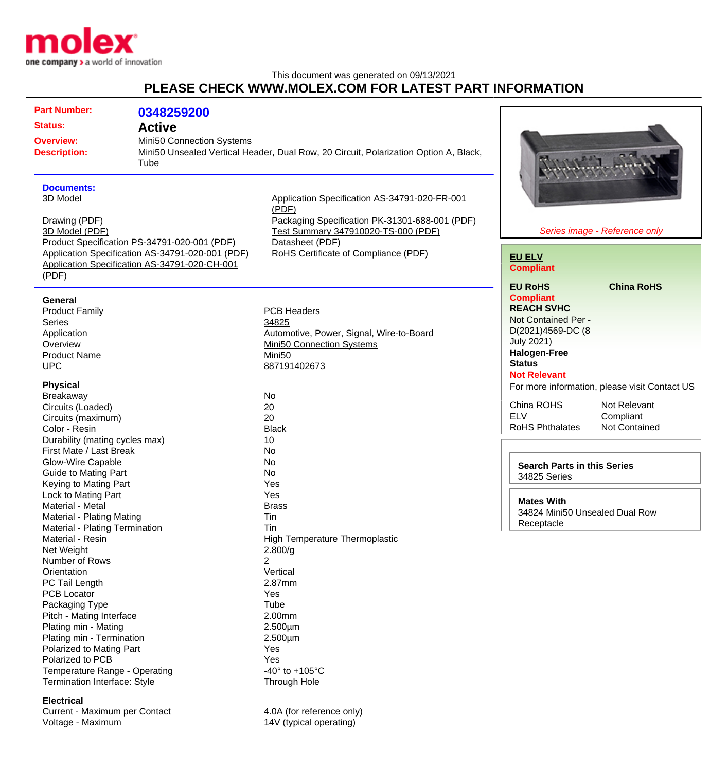molex
one company > a world of innovation

This document was generated on 09/13/2021

## PLEASE CHECK WWW.MOLEX.COM FOR LATEST PART INFORMATION

**Part Number:** 0348259200

**Status:** Active

**Overview:** Mini50 Connection Systems

**Description:** Mini50 Unsealed Vertical Header, Dual Row, 20 Circuit, Polarization Option A, Black, Tube

### Documents:

- 3D Model
- Drawing (PDF)
- 3D Model (PDF)
- Product Specification PS-34791-020-001 (PDF)
- Application Specification AS-34791-020-001 (PDF)
- Application Specification AS-34791-020-CH-001 (PDF)
- Application Specification AS-34791-020-FR-001 (PDF)
- Packaging Specification PK-31301-688-001 (PDF)
- Test Summary 347910020-TS-000 (PDF)
- Datasheet (PDF)
- RoHS Certificate of Compliance (PDF)

### General

| | |
|---|---|
| Product Family | PCB Headers |
| Series | 34825 |
| Application | Automotive, Power, Signal, Wire-to-Board |
| Overview | Mini50 Connection Systems |
| Product Name | Mini50 |
| UPC | 887191402673 |

### Physical

| | |
|---|---|
| Breakaway | No |
| Circuits (Loaded) | 20 |
| Circuits (maximum) | 20 |
| Color - Resin | Black |
| Durability (mating cycles max) | 10 |
| First Mate / Last Break | No |
| Glow-Wire Capable | No |
| Guide to Mating Part | No |
| Keying to Mating Part | Yes |
| Lock to Mating Part | Yes |
| Material - Metal | Brass |
| Material - Plating Mating | Tin |
| Material - Plating Termination | Tin |
| Material - Resin | High Temperature Thermoplastic |
| Net Weight | 2.800/g |
| Number of Rows | 2 |
| Orientation | Vertical |
| PC Tail Length | 2.87mm |
| PCB Locator | Yes |
| Packaging Type | Tube |
| Pitch - Mating Interface | 2.00mm |
| Plating min - Mating | 2.500µm |
| Plating min - Termination | 2.500µm |
| Polarized to Mating Part | Yes |
| Polarized to PCB | Yes |
| Temperature Range - Operating | -40° to +105°C |
| Termination Interface: Style | Through Hole |

### Electrical

| | |
|---|---|
| Current - Maximum per Contact | 4.0A (for reference only) |
| Voltage - Maximum | 14V (typical operating) |

*Series image - Reference only*

**EU ELV**
**Compliant**

**EU RoHS** **China RoHS**
**Compliant**

**REACH SVHC**
Not Contained Per - D(2021)4569-DC (8 July 2021)

**Halogen-Free Status**
**Not Relevant**

For more information, please visit Contact US

| | |
|---|---|
| China ROHS | Not Relevant |
| ELV | Compliant |
| RoHS Phthalates | Not Contained |

**Search Parts in this Series**
34825 Series

**Mates With**
34824 Mini50 Unsealed Dual Row Receptacle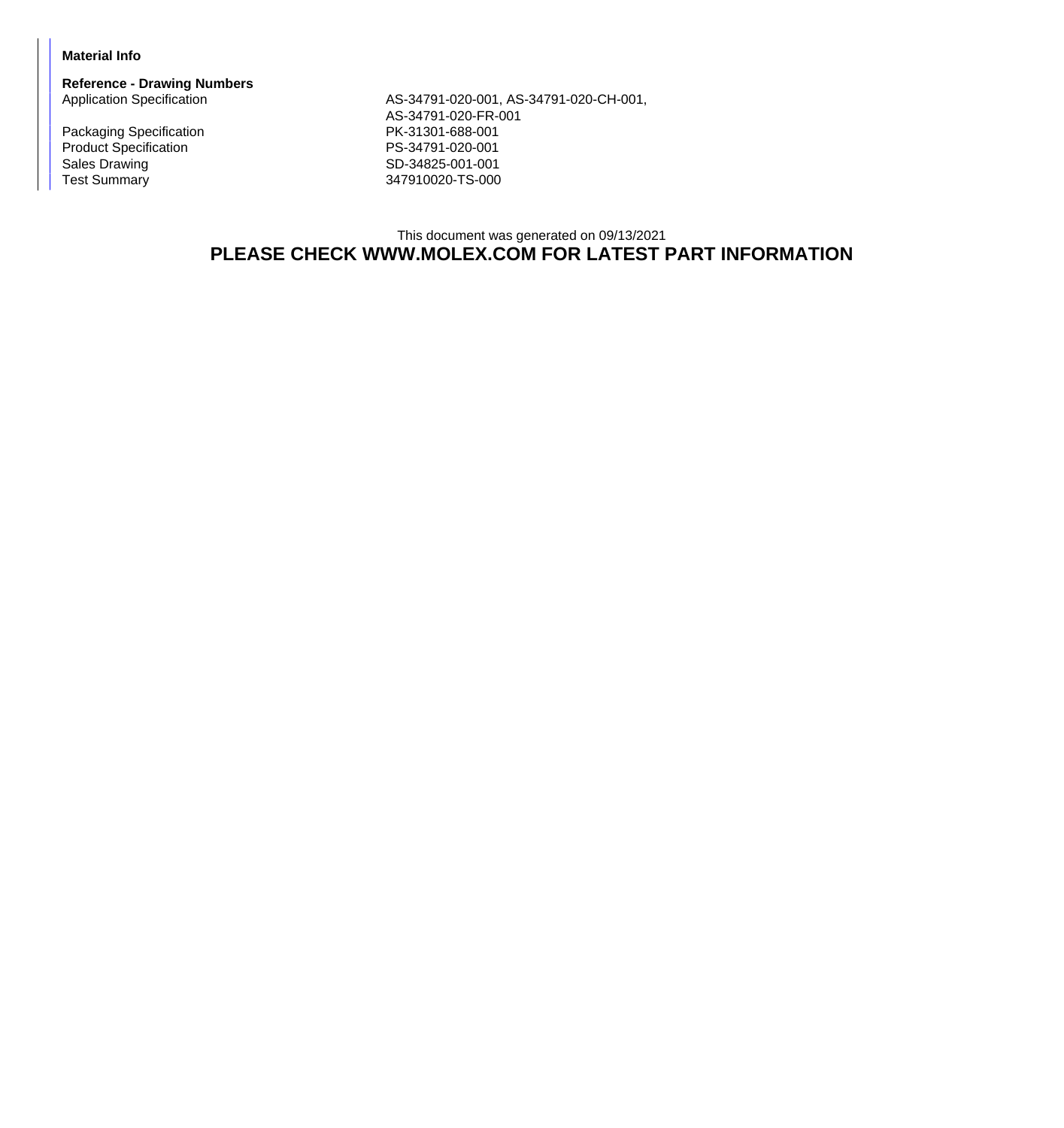**Material Info**

**Reference - Drawing Numbers**

| | |
|---|---|
| Application Specification | AS-34791-020-001, AS-34791-020-CH-001, AS-34791-020-FR-001 |
| Packaging Specification | PK-31301-688-001 |
| Product Specification | PS-34791-020-001 |
| Sales Drawing | SD-34825-001-001 |
| Test Summary | 347910020-TS-000 |

This document was generated on 09/13/2021

**PLEASE CHECK WWW.MOLEX.COM FOR LATEST PART INFORMATION**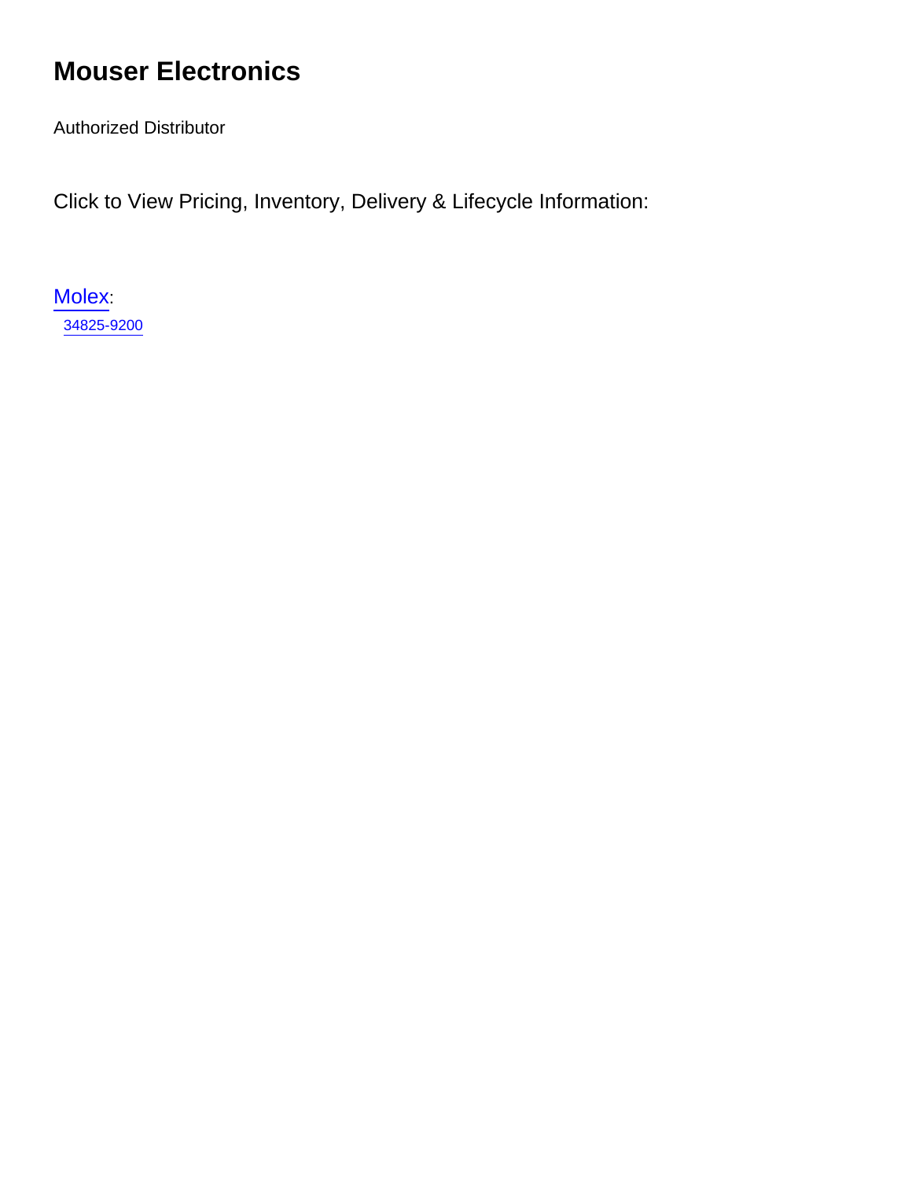# Mouser Electronics

Authorized Distributor

Click to View Pricing, Inventory, Delivery & Lifecycle Information:

Molex:

34825-9200